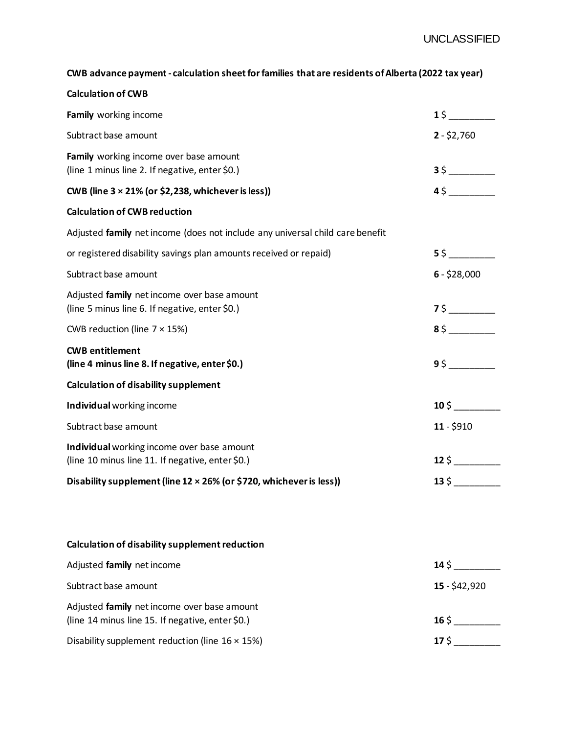**CWB advance payment - calculation sheet for families that are residents of Alberta (2022 tax year)**

**Calculation of CWB**

| | |
|---|---|
| **Family** working income | **1** $ _________ |
| Subtract base amount | **2** - $2,760 |
| **Family** working income over base amount (line 1 minus line 2. If negative, enter $0.) | **3** $ _________ |
| **CWB (line 3 × 21% (or $2,238, whichever is less))** | **4** $ _________ |

**Calculation of CWB reduction**

| | |
|---|---|
| Adjusted **family** net income (does not include any universal child care benefit or registered disability savings plan amounts received or repaid) | **5** $ _________ |
| Subtract base amount | **6** - $28,000 |
| Adjusted **family** net income over base amount (line 5 minus line 6. If negative, enter $0.) | **7** $ _________ |
| CWB reduction (line 7 × 15%) | **8** $ _________ |
| **CWB entitlement (line 4 minus line 8. If negative, enter $0.)** | **9** $ _________ |

**Calculation of disability supplement**

| | |
|---|---|
| **Individual** working income | **10** $ _________ |
| Subtract base amount | **11** - $910 |
| **Individual** working income over base amount (line 10 minus line 11. If negative, enter $0.) | **12** $ _________ |
| **Disability supplement (line 12 × 26% (or $720, whichever is less))** | **13** $ _________ |

**Calculation of disability supplement reduction**

| | |
|---|---|
| Adjusted **family** net income | **14** $ _________ |
| Subtract base amount | **15** - $42,920 |
| Adjusted **family** net income over base amount (line 14 minus line 15. If negative, enter $0.) | **16** $ _________ |
| Disability supplement reduction (line 16 × 15%) | **17** $ _________ |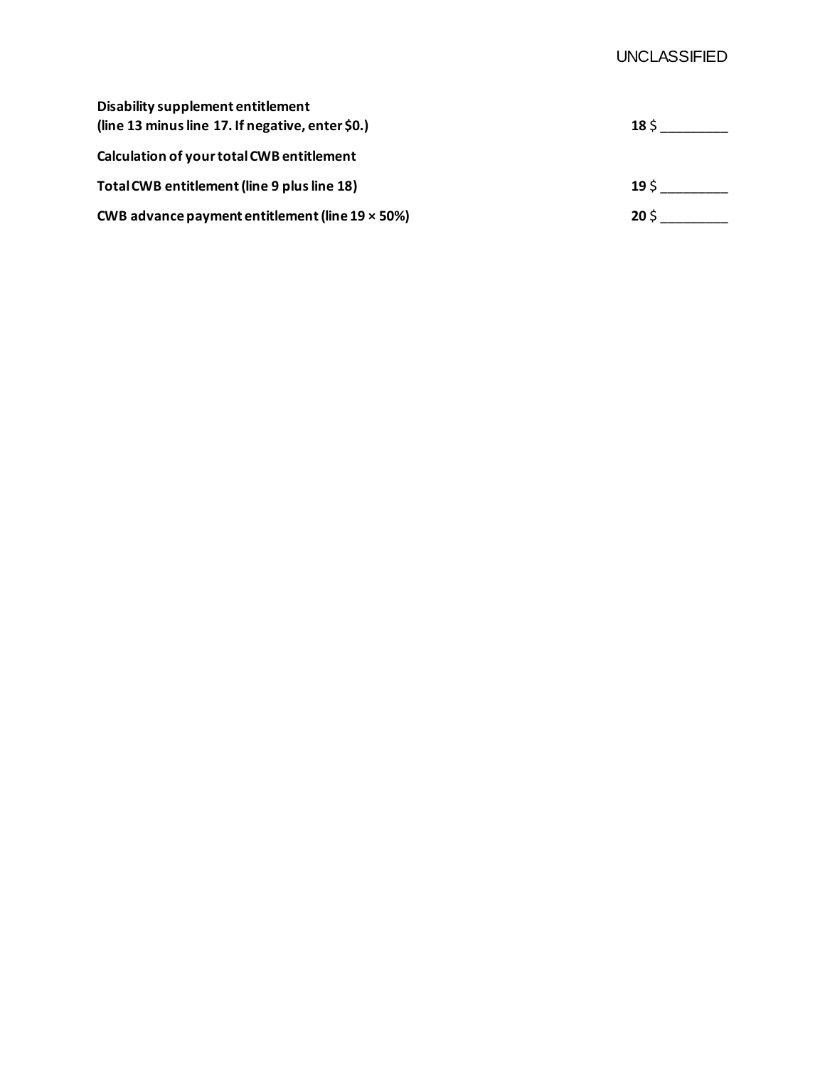**Disability supplement entitlement**
**(line 13 minus line 17. If negative, enter $0.)** **18** $ _________

**Calculation of your total CWB entitlement**

**Total CWB entitlement (line 9 plus line 18)** **19** $ _________

**CWB advance payment entitlement (line 19 × 50%)** **20** $ _________